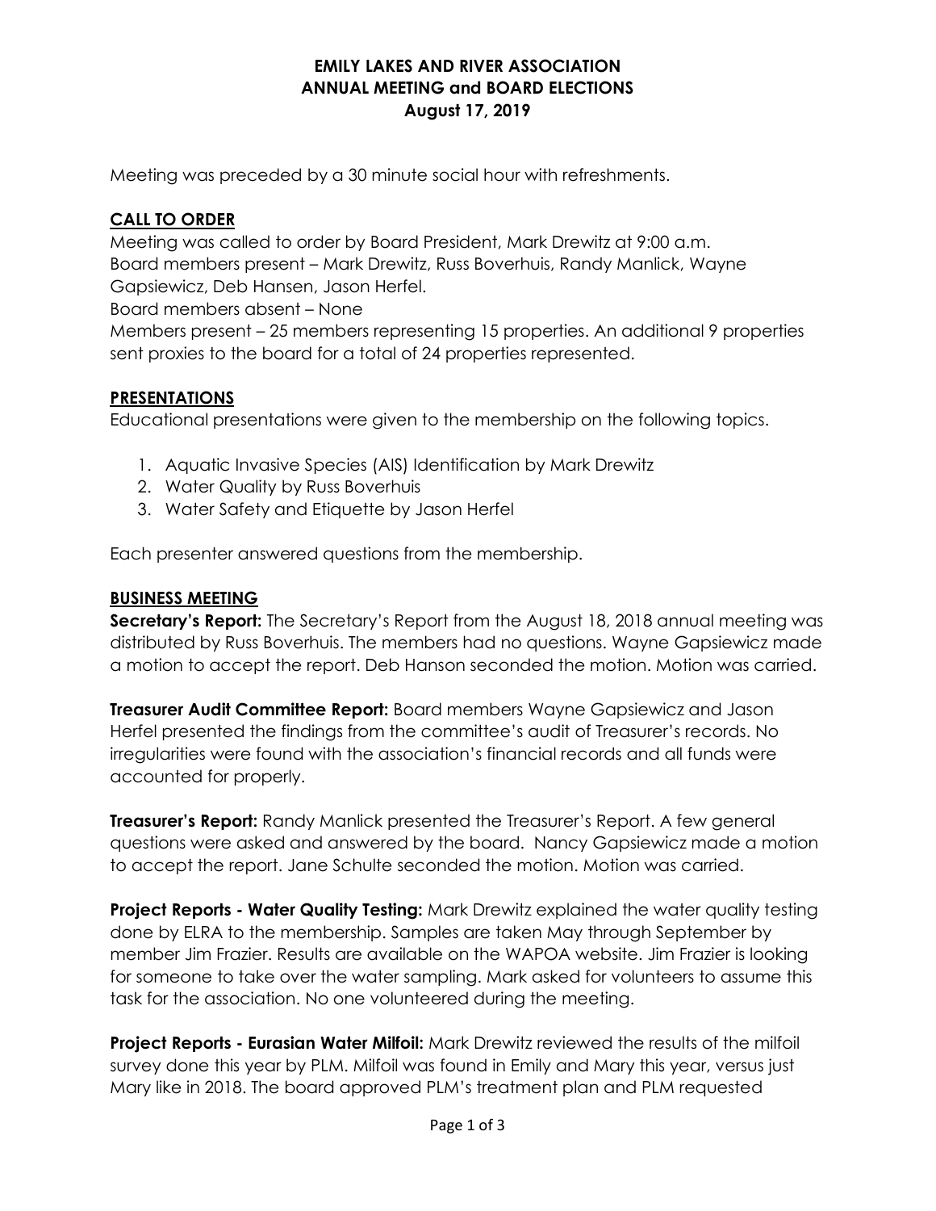# EMILY LAKES AND RIVER ASSOCIATION
## ANNUAL MEETING and BOARD ELECTIONS
### August 17, 2019

Meeting was preceded by a 30 minute social hour with refreshments.

## CALL TO ORDER

Meeting was called to order by Board President, Mark Drewitz at 9:00 a.m.
Board members present – Mark Drewitz, Russ Boverhuis, Randy Manlick, Wayne Gapsiewicz, Deb Hansen, Jason Herfel.
Board members absent – None
Members present – 25 members representing 15 properties. An additional 9 properties sent proxies to the board for a total of 24 properties represented.

## PRESENTATIONS

Educational presentations were given to the membership on the following topics.

1. Aquatic Invasive Species (AIS) Identification by Mark Drewitz
2. Water Quality by Russ Boverhuis
3. Water Safety and Etiquette by Jason Herfel

Each presenter answered questions from the membership.

## BUSINESS MEETING

**Secretary's Report:** The Secretary's Report from the August 18, 2018 annual meeting was distributed by Russ Boverhuis. The members had no questions. Wayne Gapsiewicz made a motion to accept the report. Deb Hanson seconded the motion. Motion was carried.

**Treasurer Audit Committee Report:** Board members Wayne Gapsiewicz and Jason Herfel presented the findings from the committee's audit of Treasurer's records. No irregularities were found with the association's financial records and all funds were accounted for properly.

**Treasurer's Report:** Randy Manlick presented the Treasurer's Report. A few general questions were asked and answered by the board. Nancy Gapsiewicz made a motion to accept the report. Jane Schulte seconded the motion. Motion was carried.

**Project Reports - Water Quality Testing:** Mark Drewitz explained the water quality testing done by ELRA to the membership. Samples are taken May through September by member Jim Frazier. Results are available on the WAPOA website. Jim Frazier is looking for someone to take over the water sampling. Mark asked for volunteers to assume this task for the association. No one volunteered during the meeting.

**Project Reports - Eurasian Water Milfoil:** Mark Drewitz reviewed the results of the milfoil survey done this year by PLM. Milfoil was found in Emily and Mary this year, versus just Mary like in 2018. The board approved PLM's treatment plan and PLM requested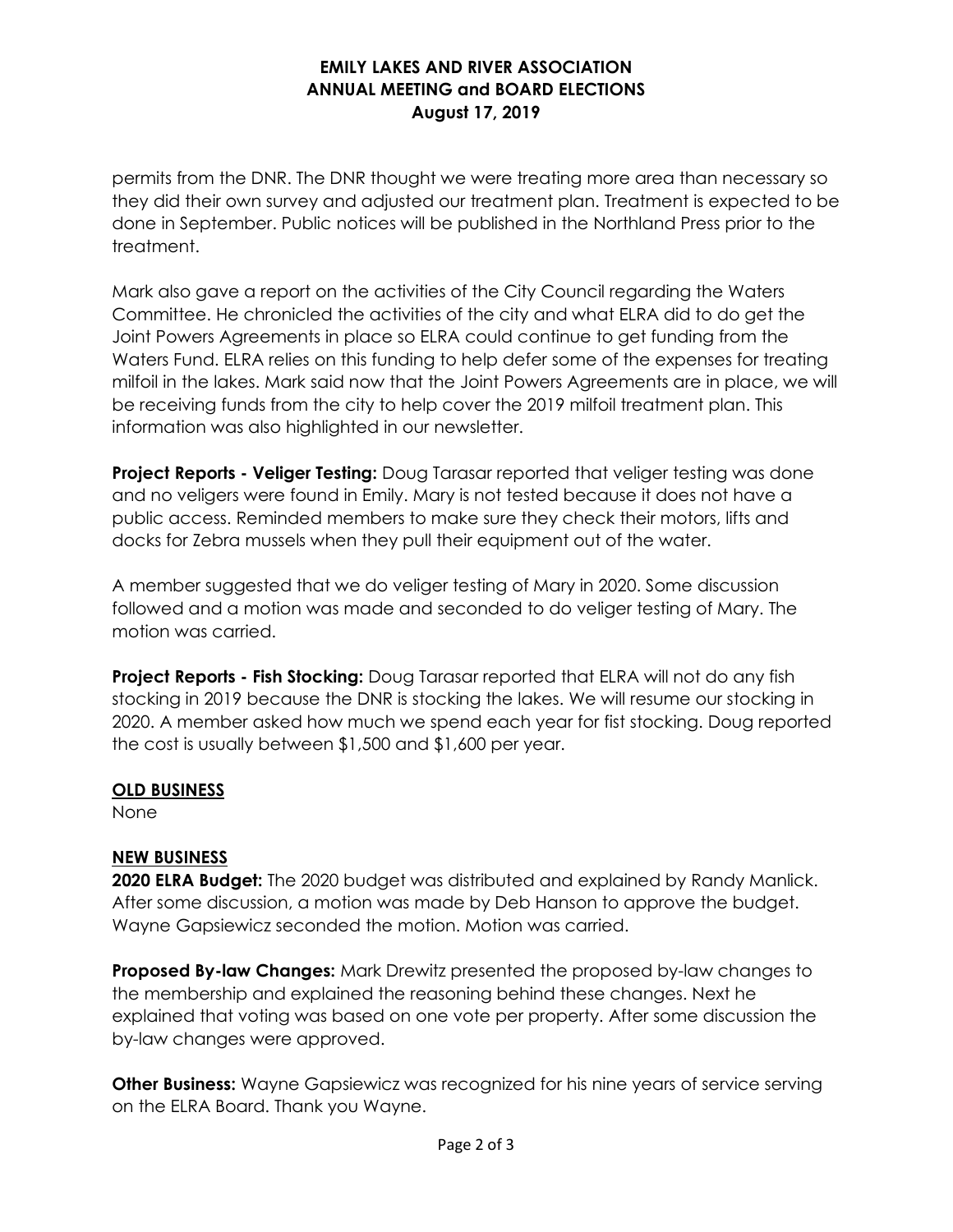permits from the DNR. The DNR thought we were treating more area than necessary so they did their own survey and adjusted our treatment plan. Treatment is expected to be done in September. Public notices will be published in the Northland Press prior to the treatment.

Mark also gave a report on the activities of the City Council regarding the Waters Committee. He chronicled the activities of the city and what ELRA did to do get the Joint Powers Agreements in place so ELRA could continue to get funding from the Waters Fund. ELRA relies on this funding to help defer some of the expenses for treating milfoil in the lakes. Mark said now that the Joint Powers Agreements are in place, we will be receiving funds from the city to help cover the 2019 milfoil treatment plan. This information was also highlighted in our newsletter.

**Project Reports - Veliger Testing:** Doug Tarasar reported that veliger testing was done and no veligers were found in Emily. Mary is not tested because it does not have a public access. Reminded members to make sure they check their motors, lifts and docks for Zebra mussels when they pull their equipment out of the water.

A member suggested that we do veliger testing of Mary in 2020. Some discussion followed and a motion was made and seconded to do veliger testing of Mary. The motion was carried.

**Project Reports - Fish Stocking:** Doug Tarasar reported that ELRA will not do any fish stocking in 2019 because the DNR is stocking the lakes. We will resume our stocking in 2020. A member asked how much we spend each year for fist stocking. Doug reported the cost is usually between $1,500 and $1,600 per year.

## OLD BUSINESS

None

## NEW BUSINESS

**2020 ELRA Budget:** The 2020 budget was distributed and explained by Randy Manlick. After some discussion, a motion was made by Deb Hanson to approve the budget. Wayne Gapsiewicz seconded the motion. Motion was carried.

**Proposed By-law Changes:** Mark Drewitz presented the proposed by-law changes to the membership and explained the reasoning behind these changes. Next he explained that voting was based on one vote per property. After some discussion the by-law changes were approved.

**Other Business:** Wayne Gapsiewicz was recognized for his nine years of service serving on the ELRA Board. Thank you Wayne.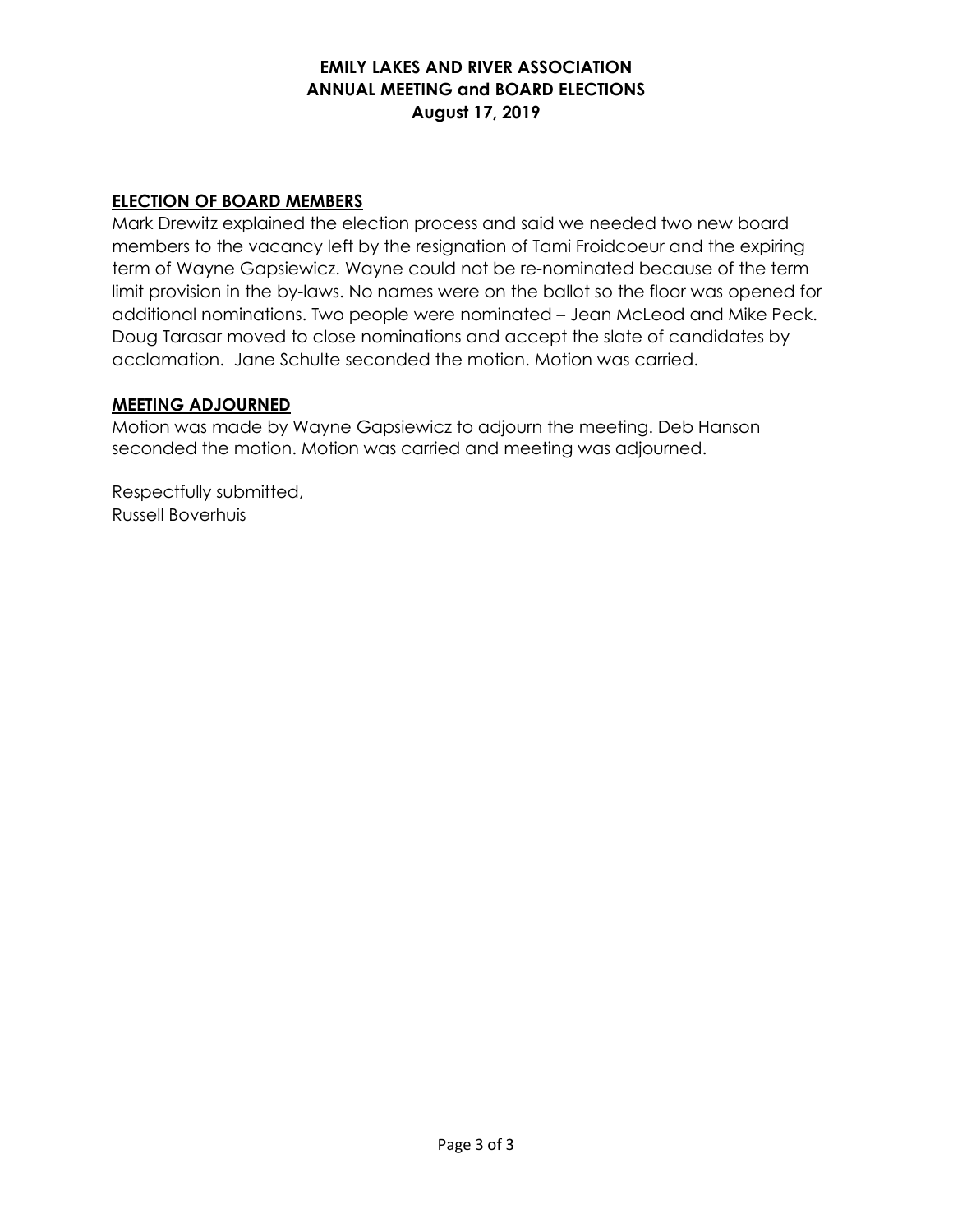**EMILY LAKES AND RIVER ASSOCIATION**
**ANNUAL MEETING and BOARD ELECTIONS**
**August 17, 2019**

## ELECTION OF BOARD MEMBERS

Mark Drewitz explained the election process and said we needed two new board members to the vacancy left by the resignation of Tami Froidcoeur and the expiring term of Wayne Gapsiewicz. Wayne could not be re-nominated because of the term limit provision in the by-laws. No names were on the ballot so the floor was opened for additional nominations. Two people were nominated – Jean McLeod and Mike Peck. Doug Tarasar moved to close nominations and accept the slate of candidates by acclamation. Jane Schulte seconded the motion. Motion was carried.

## MEETING ADJOURNED

Motion was made by Wayne Gapsiewicz to adjourn the meeting. Deb Hanson seconded the motion. Motion was carried and meeting was adjourned.

Respectfully submitted,
Russell Boverhuis